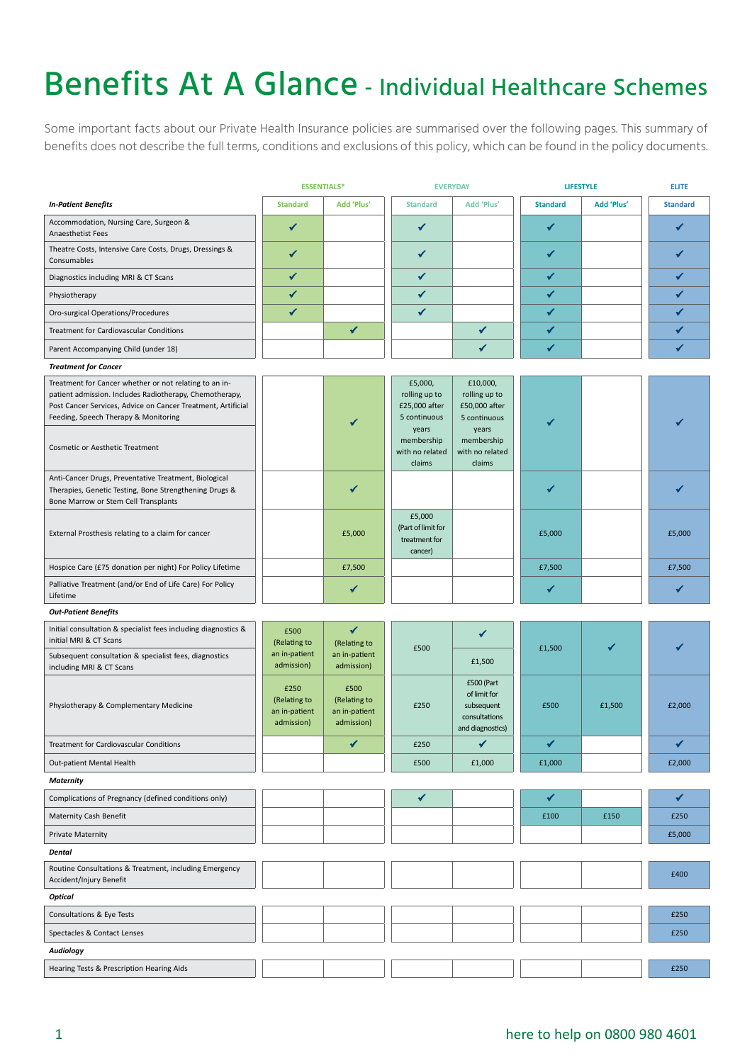# Benefits At A Glance - Individual Healthcare Schemes

Some important facts about our Private Health Insurance policies are summarised over the following pages. This summary of benefits does not describe the full terms, conditions and exclusions of this policy, which can be found in the policy documents.

| | ESSENTIALS* | | EVERYDAY | | LIFESTYLE | | ELITE |
|---|---|---|---|---|---|---|---|
| ***In-Patient Benefits*** | Standard | Add 'Plus' | Standard | Add 'Plus' | Standard | Add 'Plus' | Standard |
| Accommodation, Nursing Care, Surgeon & Anaesthetist Fees | ✔ | | ✔ | | ✔ | | ✔ |
| Theatre Costs, Intensive Care Costs, Drugs, Dressings & Consumables | ✔ | | ✔ | | ✔ | | ✔ |
| Diagnostics including MRI & CT Scans | ✔ | | ✔ | | ✔ | | ✔ |
| Physiotherapy | ✔ | | ✔ | | ✔ | | ✔ |
| Oro-surgical Operations/Procedures | ✔ | | ✔ | | ✔ | | ✔ |
| Treatment for Cardiovascular Conditions | | ✔ | | ✔ | ✔ | | ✔ |
| Parent Accompanying Child (under 18) | | | | ✔ | ✔ | | ✔ |
| ***Treatment for Cancer*** | | | | | | | |
| Treatment for Cancer whether or not relating to an in-patient admission. Includes Radiotherapy, Chemotherapy, Post Cancer Services, Advice on Cancer Treatment, Artificial Feeding, Speech Therapy & Monitoring | | ✔ | £5,000, rolling up to £25,000 after 5 continuous years membership with no related claims | £10,000, rolling up to £50,000 after 5 continuous years membership with no related claims | ✔ | | ✔ |
| Cosmetic or Aesthetic Treatment | | | | | | | |
| Anti-Cancer Drugs, Preventative Treatment, Biological Therapies, Genetic Testing, Bone Strengthening Drugs & Bone Marrow or Stem Cell Transplants | | ✔ | | | ✔ | | ✔ |
| External Prosthesis relating to a claim for cancer | | £5,000 | £5,000 (Part of limit for treatment for cancer) | | £5,000 | | £5,000 |
| Hospice Care (£75 donation per night) For Policy Lifetime | | £7,500 | | | £7,500 | | £7,500 |
| Palliative Treatment (and/or End of Life Care) For Policy Lifetime | | ✔ | | | ✔ | | ✔ |
| ***Out-Patient Benefits*** | | | | | | | |
| Initial consultation & specialist fees including diagnostics & initial MRI & CT Scans | £500 (Relating to an in-patient admission) | ✔ (Relating to an in-patient admission) | £500 | ✔ | £1,500 | ✔ | ✔ |
| Subsequent consultation & specialist fees, diagnostics including MRI & CT Scans | | | | £1,500 | | | |
| Physiotherapy & Complementary Medicine | £250 (Relating to an in-patient admission) | £500 (Relating to an in-patient admission) | £250 | £500 (Part of limit for subsequent consultations and diagnostics) | £500 | £1,500 | £2,000 |
| Treatment for Cardiovascular Conditions | | ✔ | £250 | ✔ | ✔ | | ✔ |
| Out-patient Mental Health | | | £500 | £1,000 | £1,000 | | £2,000 |
| ***Maternity*** | | | | | | | |
| Complications of Pregnancy (defined conditions only) | | | ✔ | | ✔ | | ✔ |
| Maternity Cash Benefit | | | | | £100 | £150 | £250 |
| Private Maternity | | | | | | | £5,000 |
| ***Dental*** | | | | | | | |
| Routine Consultations & Treatment, including Emergency Accident/Injury Benefit | | | | | | | £400 |
| ***Optical*** | | | | | | | |
| Consultations & Eye Tests | | | | | | | £250 |
| Spectacles & Contact Lenses | | | | | | | £250 |
| ***Audiology*** | | | | | | | |
| Hearing Tests & Prescription Hearing Aids | | | | | | | £250 |

here to help on 0800 980 4601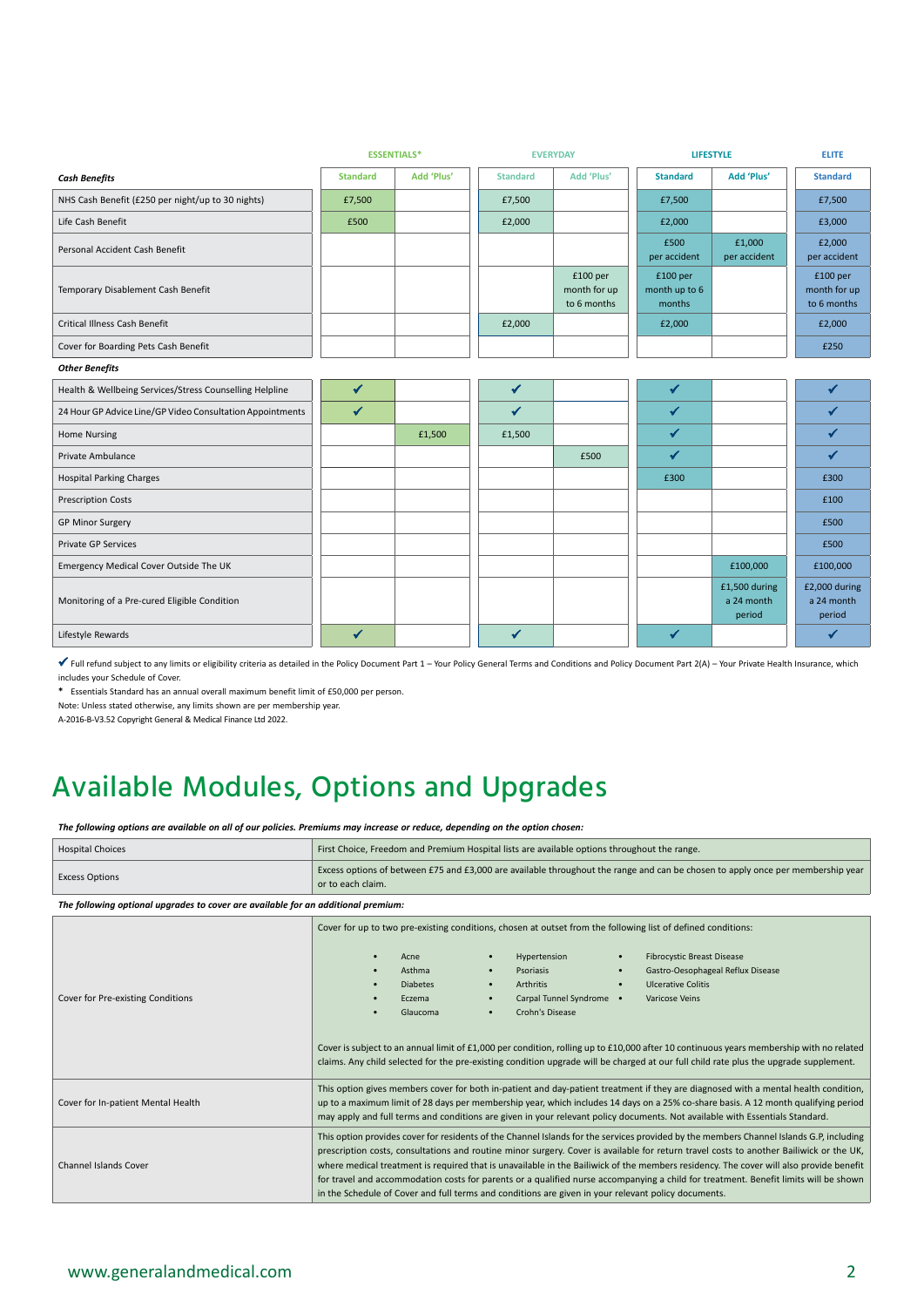| | ESSENTIALS* | | EVERYDAY | | LIFESTYLE | | ELITE |
|---|---|---|---|---|---|---|---|
| ***Cash Benefits*** | Standard | Add 'Plus' | Standard | Add 'Plus' | Standard | Add 'Plus' | Standard |
| NHS Cash Benefit (£250 per night/up to 30 nights) | £7,500 | | £7,500 | | £7,500 | | £7,500 |
| Life Cash Benefit | £500 | | £2,000 | | £2,000 | | £3,000 |
| Personal Accident Cash Benefit | | | | | £500 per accident | £1,000 per accident | £2,000 per accident |
| Temporary Disablement Cash Benefit | | | | £100 per month for up to 6 months | £100 per month up to 6 months | | £100 per month for up to 6 months |
| Critical Illness Cash Benefit | | | £2,000 | | £2,000 | | £2,000 |
| Cover for Boarding Pets Cash Benefit | | | | | | | £250 |
| ***Other Benefits*** | | | | | | | |
| Health & Wellbeing Services/Stress Counselling Helpline | ✔ | | ✔ | | ✔ | | ✔ |
| 24 Hour GP Advice Line/GP Video Consultation Appointments | ✔ | | ✔ | | ✔ | | ✔ |
| Home Nursing | | £1,500 | £1,500 | | ✔ | | ✔ |
| Private Ambulance | | | | £500 | ✔ | | ✔ |
| Hospital Parking Charges | | | | | £300 | | £300 |
| Prescription Costs | | | | | | | £100 |
| GP Minor Surgery | | | | | | | £500 |
| Private GP Services | | | | | | | £500 |
| Emergency Medical Cover Outside The UK | | | | | | £100,000 | £100,000 |
| Monitoring of a Pre-cured Eligible Condition | | | | | | £1,500 during a 24 month period | £2,000 during a 24 month period |
| Lifestyle Rewards | ✔ | | ✔ | | ✔ | | ✔ |

✔ Full refund subject to any limits or eligibility criteria as detailed in the Policy Document Part 1 – Your Policy General Terms and Conditions and Policy Document Part 2(A) – Your Private Health Insurance, which includes your Schedule of Cover.

\* Essentials Standard has an annual overall maximum benefit limit of £50,000 per person.

Note: Unless stated otherwise, any limits shown are per membership year.

A-2016-B-V3.52 Copyright General & Medical Finance Ltd 2022.

# Available Modules, Options and Upgrades

***The following options are available on all of our policies. Premiums may increase or reduce, depending on the option chosen:***

| | |
|---|---|
| Hospital Choices | First Choice, Freedom and Premium Hospital lists are available options throughout the range. |
| Excess Options | Excess options of between £75 and £3,000 are available throughout the range and can be chosen to apply once per membership year or to each claim. |

***The following optional upgrades to cover are available for an additional premium:***

| | |
|---|---|
| Cover for Pre-existing Conditions | Cover for up to two pre-existing conditions, chosen at outset from the following list of defined conditions: Acne, Asthma, Diabetes, Eczema, Glaucoma, Hypertension, Psoriasis, Arthritis, Carpal Tunnel Syndrome, Crohn's Disease, Fibrocystic Breast Disease, Gastro-Oesophageal Reflux Disease, Ulcerative Colitis, Varicose Veins. Cover is subject to an annual limit of £1,000 per condition, rolling up to £10,000 after 10 continuous years membership with no related claims. Any child selected for the pre-existing condition upgrade will be charged at our full child rate plus the upgrade supplement. |
| Cover for In-patient Mental Health | This option gives members cover for both in-patient and day-patient treatment if they are diagnosed with a mental health condition, up to a maximum limit of 28 days per membership year, which includes 14 days on a 25% co-share basis. A 12 month qualifying period may apply and full terms and conditions are given in your relevant policy documents. Not available with Essentials Standard. |
| Channel Islands Cover | This option provides cover for residents of the Channel Islands for the services provided by the members Channel Islands G.P, including prescription costs, consultations and routine minor surgery. Cover is available for return travel costs to another Bailiwick or the UK, where medical treatment is required that is unavailable in the Bailiwick of the members residency. The cover will also provide benefit for travel and accommodation costs for parents or a qualified nurse accompanying a child for treatment. Benefit limits will be shown in the Schedule of Cover and full terms and conditions are given in your relevant policy documents. |

www.generalandmedical.com